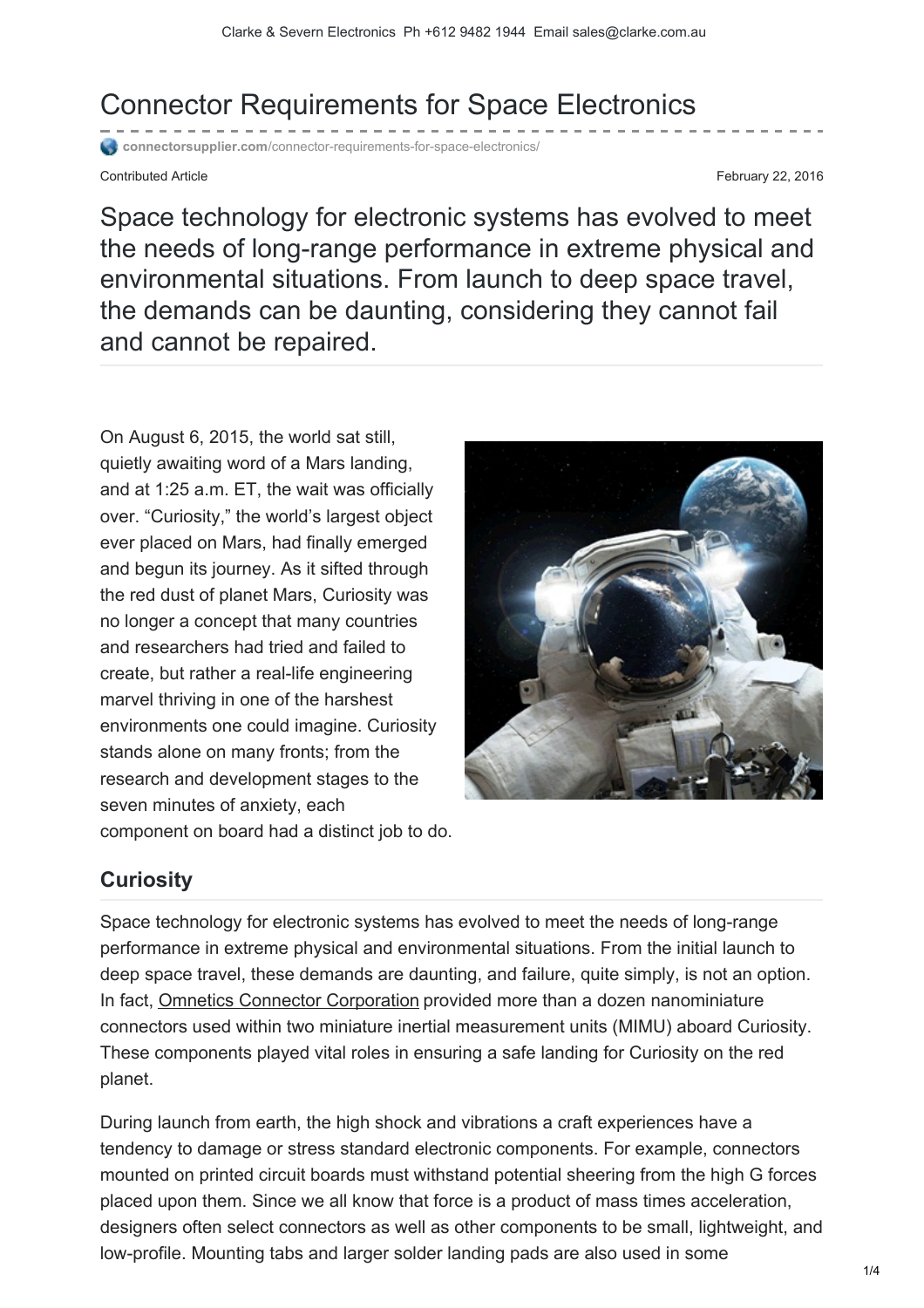# Connector Requirements for Space Electronics

connectorsupplier.com/connector-requirements-for-space-electronics/

Contributed Article

February 22, 2016

## Space technology for electronic systems has evolved to meet the needs of long-range performance in extreme physical and environmental situations. From launch to deep space travel, the demands can be daunting, considering they cannot fail and cannot be repaired.

On August 6, 2015, the world sat still, quietly awaiting word of a Mars landing, and at 1:25 a.m. ET, the wait was officially over. "Curiosity," the world's largest object ever placed on Mars, had finally emerged and begun its journey. As it sifted through the red dust of planet Mars, Curiosity was no longer a concept that many countries and researchers had tried and failed to create, but rather a real-life engineering marvel thriving in one of the harshest environments one could imagine. Curiosity stands alone on many fronts; from the research and development stages to the seven minutes of anxiety, each component on board had a distinct job to do.

## Curiosity

Space technology for electronic systems has evolved to meet the needs of long-range performance in extreme physical and environmental situations. From the initial launch to deep space travel, these demands are daunting, and failure, quite simply, is not an option. In fact, Omnetics Connector Corporation provided more than a dozen nanominiature connectors used within two miniature inertial measurement units (MIMU) aboard Curiosity. These components played vital roles in ensuring a safe landing for Curiosity on the red planet.

During launch from earth, the high shock and vibrations a craft experiences have a tendency to damage or stress standard electronic components. For example, connectors mounted on printed circuit boards must withstand potential sheering from the high G forces placed upon them. Since we all know that force is a product of mass times acceleration, designers often select connectors as well as other components to be small, lightweight, and low-profile. Mounting tabs and larger solder landing pads are also used in some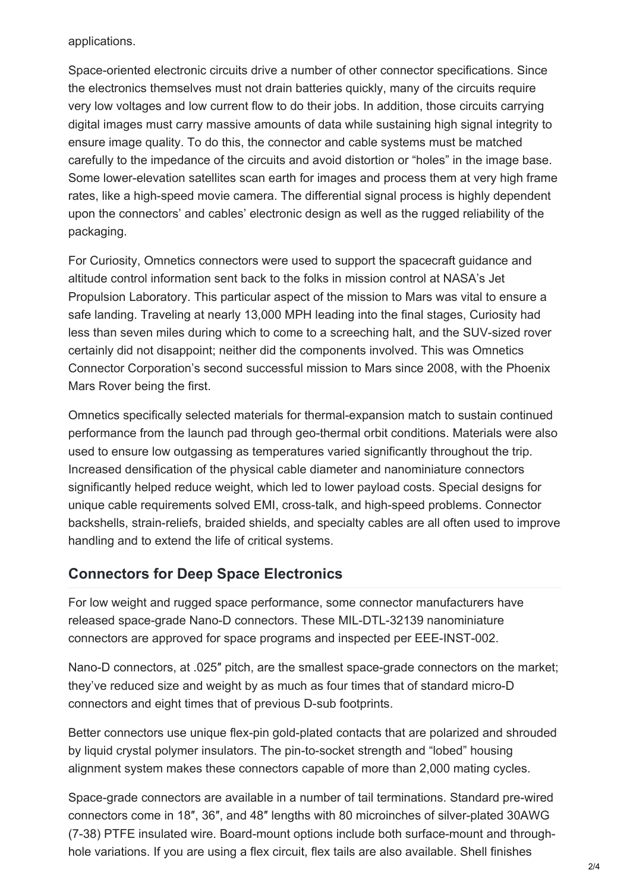applications.

Space-oriented electronic circuits drive a number of other connector specifications. Since the electronics themselves must not drain batteries quickly, many of the circuits require very low voltages and low current flow to do their jobs. In addition, those circuits carrying digital images must carry massive amounts of data while sustaining high signal integrity to ensure image quality. To do this, the connector and cable systems must be matched carefully to the impedance of the circuits and avoid distortion or "holes" in the image base. Some lower-elevation satellites scan earth for images and process them at very high frame rates, like a high-speed movie camera. The differential signal process is highly dependent upon the connectors' and cables' electronic design as well as the rugged reliability of the packaging.

For Curiosity, Omnetics connectors were used to support the spacecraft guidance and altitude control information sent back to the folks in mission control at NASA's Jet Propulsion Laboratory. This particular aspect of the mission to Mars was vital to ensure a safe landing. Traveling at nearly 13,000 MPH leading into the final stages, Curiosity had less than seven miles during which to come to a screeching halt, and the SUV-sized rover certainly did not disappoint; neither did the components involved. This was Omnetics Connector Corporation's second successful mission to Mars since 2008, with the Phoenix Mars Rover being the first.

Omnetics specifically selected materials for thermal-expansion match to sustain continued performance from the launch pad through geo-thermal orbit conditions. Materials were also used to ensure low outgassing as temperatures varied significantly throughout the trip. Increased densification of the physical cable diameter and nanominiature connectors significantly helped reduce weight, which led to lower payload costs. Special designs for unique cable requirements solved EMI, cross-talk, and high-speed problems. Connector backshells, strain-reliefs, braided shields, and specialty cables are all often used to improve handling and to extend the life of critical systems.

## Connectors for Deep Space Electronics

For low weight and rugged space performance, some connector manufacturers have released space-grade Nano-D connectors. These MIL-DTL-32139 nanominiature connectors are approved for space programs and inspected per EEE-INST-002.

Nano-D connectors, at .025″ pitch, are the smallest space-grade connectors on the market; they've reduced size and weight by as much as four times that of standard micro-D connectors and eight times that of previous D-sub footprints.

Better connectors use unique flex-pin gold-plated contacts that are polarized and shrouded by liquid crystal polymer insulators. The pin-to-socket strength and "lobed" housing alignment system makes these connectors capable of more than 2,000 mating cycles.

Space-grade connectors are available in a number of tail terminations. Standard pre-wired connectors come in 18″, 36″, and 48″ lengths with 80 microinches of silver-plated 30AWG (7-38) PTFE insulated wire. Board-mount options include both surface-mount and through-hole variations. If you are using a flex circuit, flex tails are also available. Shell finishes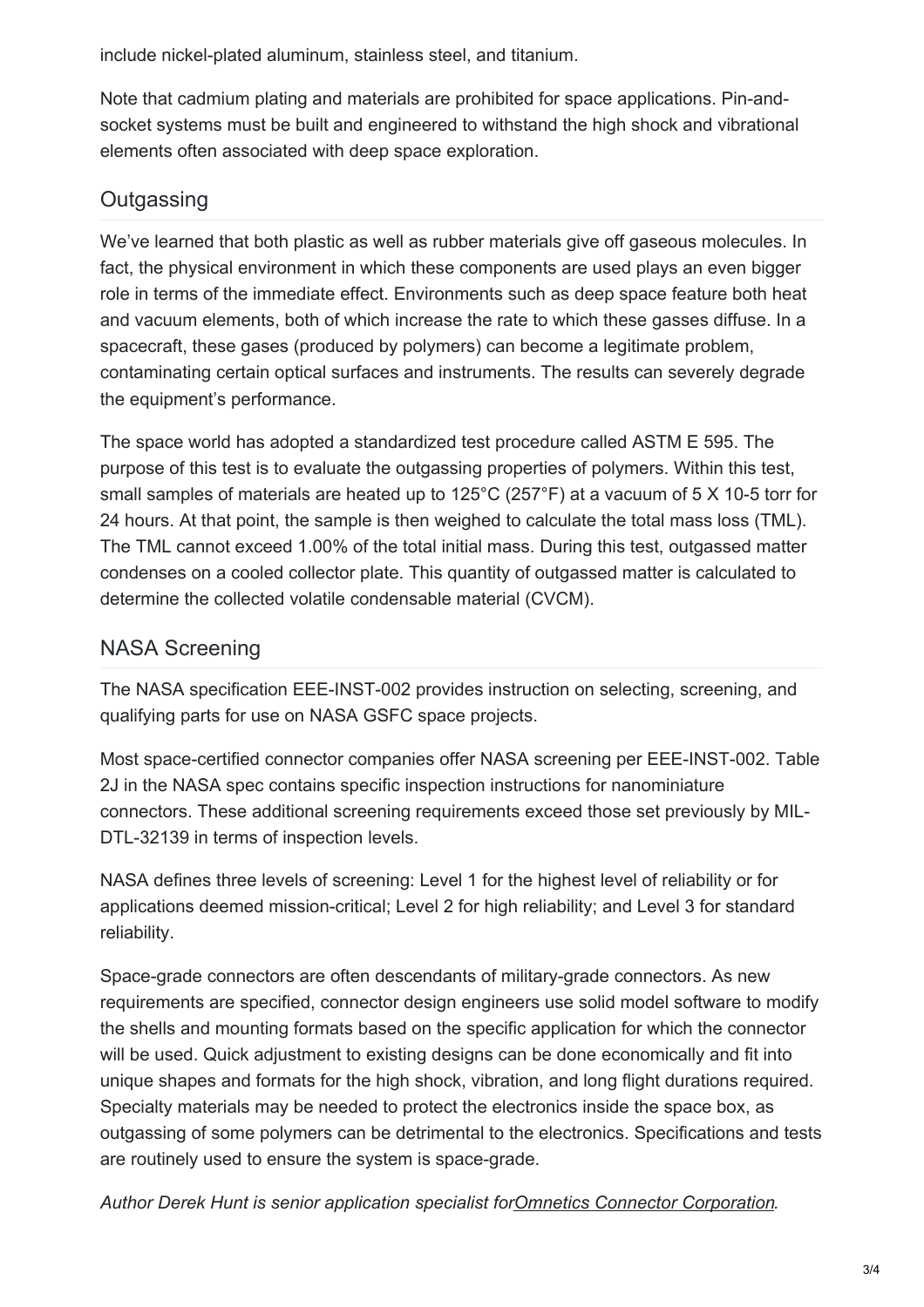include nickel-plated aluminum, stainless steel, and titanium.

Note that cadmium plating and materials are prohibited for space applications. Pin-and-socket systems must be built and engineered to withstand the high shock and vibrational elements often associated with deep space exploration.

## Outgassing

We've learned that both plastic as well as rubber materials give off gaseous molecules. In fact, the physical environment in which these components are used plays an even bigger role in terms of the immediate effect. Environments such as deep space feature both heat and vacuum elements, both of which increase the rate to which these gasses diffuse. In a spacecraft, these gases (produced by polymers) can become a legitimate problem, contaminating certain optical surfaces and instruments. The results can severely degrade the equipment's performance.

The space world has adopted a standardized test procedure called ASTM E 595. The purpose of this test is to evaluate the outgassing properties of polymers. Within this test, small samples of materials are heated up to 125°C (257°F) at a vacuum of 5 X 10-5 torr for 24 hours. At that point, the sample is then weighed to calculate the total mass loss (TML). The TML cannot exceed 1.00% of the total initial mass. During this test, outgassed matter condenses on a cooled collector plate. This quantity of outgassed matter is calculated to determine the collected volatile condensable material (CVCM).

## NASA Screening

The NASA specification EEE-INST-002 provides instruction on selecting, screening, and qualifying parts for use on NASA GSFC space projects.

Most space-certified connector companies offer NASA screening per EEE-INST-002. Table 2J in the NASA spec contains specific inspection instructions for nanominiature connectors. These additional screening requirements exceed those set previously by MIL-DTL-32139 in terms of inspection levels.

NASA defines three levels of screening: Level 1 for the highest level of reliability or for applications deemed mission-critical; Level 2 for high reliability; and Level 3 for standard reliability.

Space-grade connectors are often descendants of military-grade connectors. As new requirements are specified, connector design engineers use solid model software to modify the shells and mounting formats based on the specific application for which the connector will be used. Quick adjustment to existing designs can be done economically and fit into unique shapes and formats for the high shock, vibration, and long flight durations required. Specialty materials may be needed to protect the electronics inside the space box, as outgassing of some polymers can be detrimental to the electronics. Specifications and tests are routinely used to ensure the system is space-grade.

*Author Derek Hunt is senior application specialist forOmnetics Connector Corporation.*